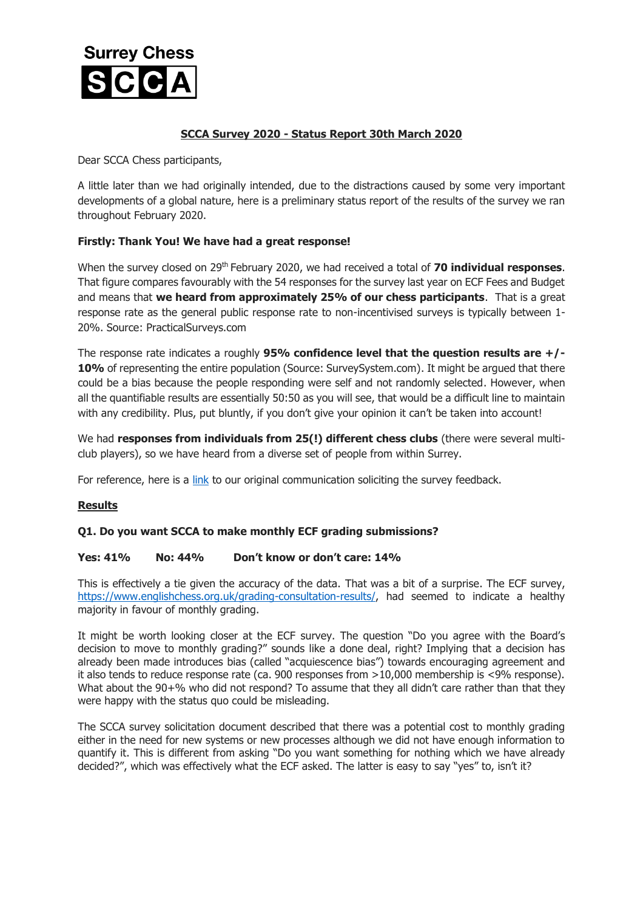Surrey Chess

SCCA

## SCCA Survey 2020 - Status Report 30th March 2020

Dear SCCA Chess participants,

A little later than we had originally intended, due to the distractions caused by some very important developments of a global nature, here is a preliminary status report of the results of the survey we ran throughout February 2020.

### Firstly: Thank You! We have had a great response!

When the survey closed on 29th February 2020, we had received a total of **70 individual responses**. That figure compares favourably with the 54 responses for the survey last year on ECF Fees and Budget and means that **we heard from approximately 25% of our chess participants**. That is a great response rate as the general public response rate to non-incentivised surveys is typically between 1-20%. Source: PracticalSurveys.com

The response rate indicates a roughly **95% confidence level that the question results are +/- 10%** of representing the entire population (Source: SurveySystem.com). It might be argued that there could be a bias because the people responding were self and not randomly selected. However, when all the quantifiable results are essentially 50:50 as you will see, that would be a difficult line to maintain with any credibility. Plus, put bluntly, if you don't give your opinion it can't be taken into account!

We had **responses from individuals from 25(!) different chess clubs** (there were several multi-club players), so we have heard from a diverse set of people from within Surrey.

For reference, here is a link to our original communication soliciting the survey feedback.

### Results

**Q1. Do you want SCCA to make monthly ECF grading submissions?**

**Yes: 41%  No: 44%  Don't know or don't care: 14%**

This is effectively a tie given the accuracy of the data. That was a bit of a surprise. The ECF survey, https://www.englishchess.org.uk/grading-consultation-results/, had seemed to indicate a healthy majority in favour of monthly grading.

It might be worth looking closer at the ECF survey. The question "Do you agree with the Board's decision to move to monthly grading?" sounds like a done deal, right? Implying that a decision has already been made introduces bias (called "acquiescence bias") towards encouraging agreement and it also tends to reduce response rate (ca. 900 responses from >10,000 membership is <9% response). What about the 90+% who did not respond? To assume that they all didn't care rather than that they were happy with the status quo could be misleading.

The SCCA survey solicitation document described that there was a potential cost to monthly grading either in the need for new systems or new processes although we did not have enough information to quantify it. This is different from asking "Do you want something for nothing which we have already decided?", which was effectively what the ECF asked. The latter is easy to say "yes" to, isn't it?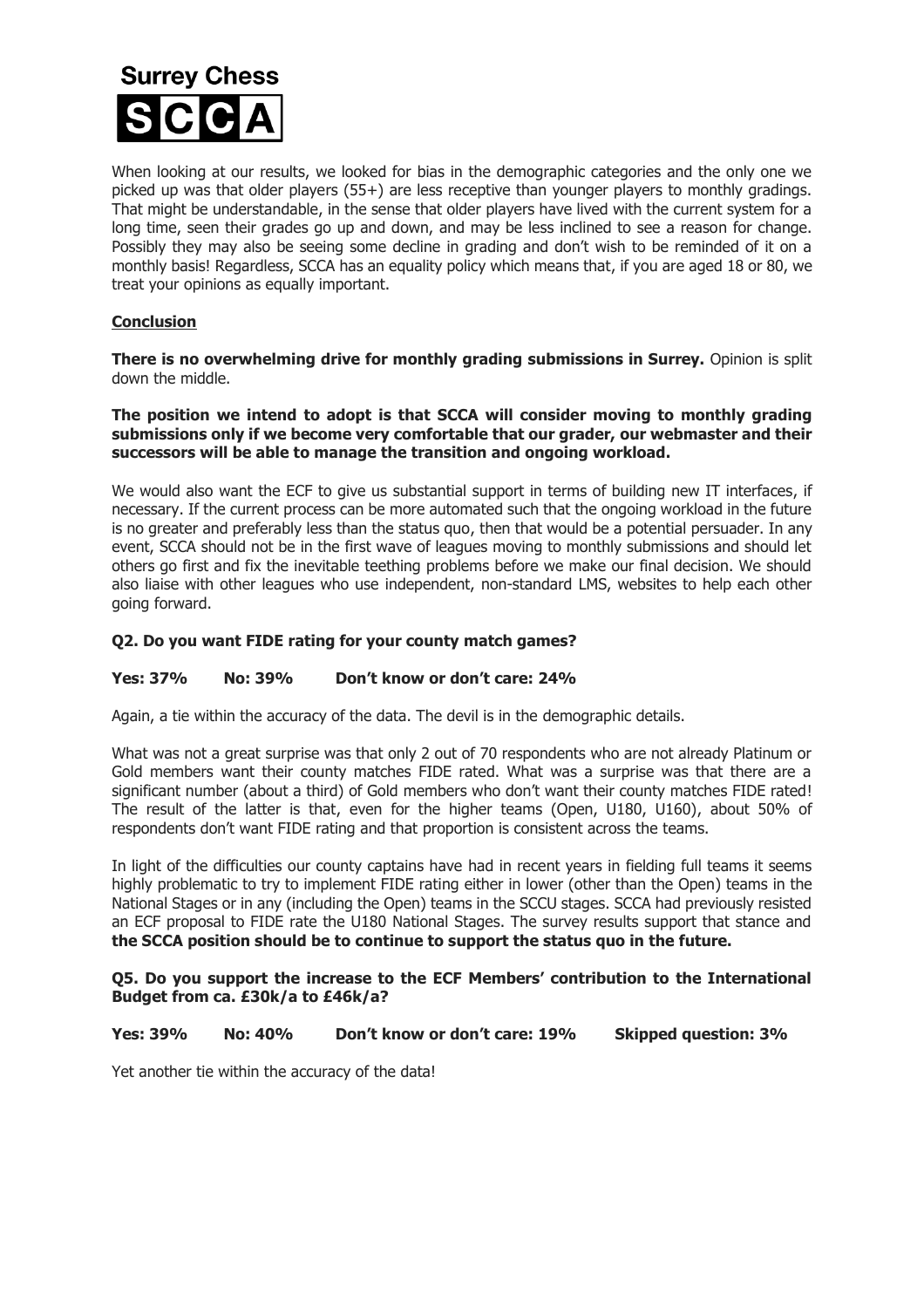When looking at our results, we looked for bias in the demographic categories and the only one we picked up was that older players (55+) are less receptive than younger players to monthly gradings. That might be understandable, in the sense that older players have lived with the current system for a long time, seen their grades go up and down, and may be less inclined to see a reason for change. Possibly they may also be seeing some decline in grading and don't wish to be reminded of it on a monthly basis! Regardless, SCCA has an equality policy which means that, if you are aged 18 or 80, we treat your opinions as equally important.

**Conclusion**

**There is no overwhelming drive for monthly grading submissions in Surrey.** Opinion is split down the middle.

**The position we intend to adopt is that SCCA will consider moving to monthly grading submissions only if we become very comfortable that our grader, our webmaster and their successors will be able to manage the transition and ongoing workload.**

We would also want the ECF to give us substantial support in terms of building new IT interfaces, if necessary. If the current process can be more automated such that the ongoing workload in the future is no greater and preferably less than the status quo, then that would be a potential persuader. In any event, SCCA should not be in the first wave of leagues moving to monthly submissions and should let others go first and fix the inevitable teething problems before we make our final decision. We should also liaise with other leagues who use independent, non-standard LMS, websites to help each other going forward.

**Q2. Do you want FIDE rating for your county match games?**

**Yes: 37% No: 39% Don't know or don't care: 24%**

Again, a tie within the accuracy of the data. The devil is in the demographic details.

What was not a great surprise was that only 2 out of 70 respondents who are not already Platinum or Gold members want their county matches FIDE rated. What was a surprise was that there are a significant number (about a third) of Gold members who don't want their county matches FIDE rated! The result of the latter is that, even for the higher teams (Open, U180, U160), about 50% of respondents don't want FIDE rating and that proportion is consistent across the teams.

In light of the difficulties our county captains have had in recent years in fielding full teams it seems highly problematic to try to implement FIDE rating either in lower (other than the Open) teams in the National Stages or in any (including the Open) teams in the SCCU stages. SCCA had previously resisted an ECF proposal to FIDE rate the U180 National Stages. The survey results support that stance and **the SCCA position should be to continue to support the status quo in the future.**

**Q5. Do you support the increase to the ECF Members' contribution to the International Budget from ca. £30k/a to £46k/a?**

**Yes: 39% No: 40% Don't know or don't care: 19% Skipped question: 3%**

Yet another tie within the accuracy of the data!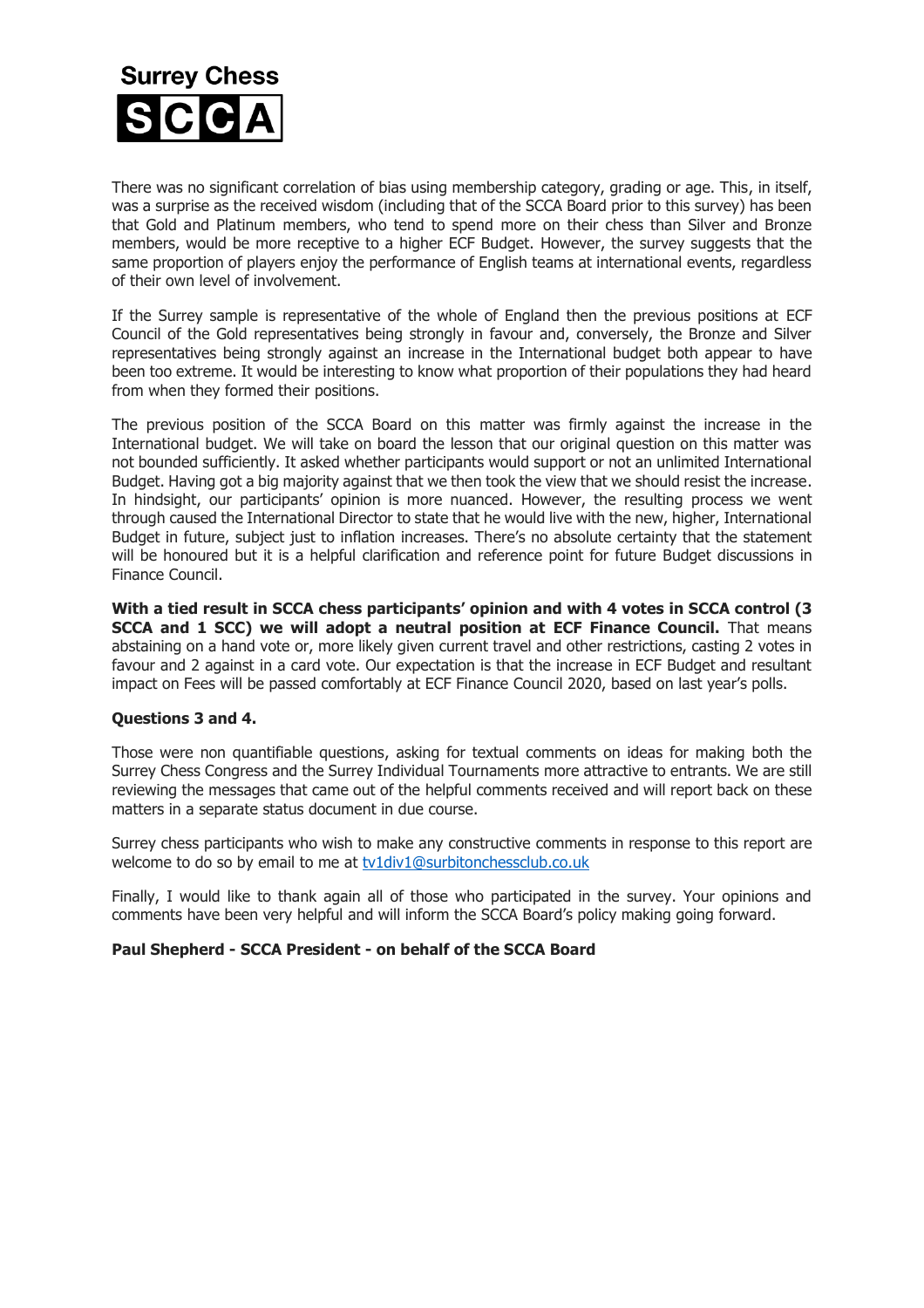**Surrey Chess**

**SCCA**

There was no significant correlation of bias using membership category, grading or age. This, in itself, was a surprise as the received wisdom (including that of the SCCA Board prior to this survey) has been that Gold and Platinum members, who tend to spend more on their chess than Silver and Bronze members, would be more receptive to a higher ECF Budget. However, the survey suggests that the same proportion of players enjoy the performance of English teams at international events, regardless of their own level of involvement.

If the Surrey sample is representative of the whole of England then the previous positions at ECF Council of the Gold representatives being strongly in favour and, conversely, the Bronze and Silver representatives being strongly against an increase in the International budget both appear to have been too extreme. It would be interesting to know what proportion of their populations they had heard from when they formed their positions.

The previous position of the SCCA Board on this matter was firmly against the increase in the International budget. We will take on board the lesson that our original question on this matter was not bounded sufficiently. It asked whether participants would support or not an unlimited International Budget. Having got a big majority against that we then took the view that we should resist the increase. In hindsight, our participants' opinion is more nuanced. However, the resulting process we went through caused the International Director to state that he would live with the new, higher, International Budget in future, subject just to inflation increases. There's no absolute certainty that the statement will be honoured but it is a helpful clarification and reference point for future Budget discussions in Finance Council.

**With a tied result in SCCA chess participants' opinion and with 4 votes in SCCA control (3 SCCA and 1 SCC) we will adopt a neutral position at ECF Finance Council.** That means abstaining on a hand vote or, more likely given current travel and other restrictions, casting 2 votes in favour and 2 against in a card vote. Our expectation is that the increase in ECF Budget and resultant impact on Fees will be passed comfortably at ECF Finance Council 2020, based on last year's polls.

**Questions 3 and 4.**

Those were non quantifiable questions, asking for textual comments on ideas for making both the Surrey Chess Congress and the Surrey Individual Tournaments more attractive to entrants. We are still reviewing the messages that came out of the helpful comments received and will report back on these matters in a separate status document in due course.

Surrey chess participants who wish to make any constructive comments in response to this report are welcome to do so by email to me at [tv1div1@surbitonchessclub.co.uk](mailto:tv1div1@surbitonchessclub.co.uk)

Finally, I would like to thank again all of those who participated in the survey. Your opinions and comments have been very helpful and will inform the SCCA Board's policy making going forward.

**Paul Shepherd - SCCA President - on behalf of the SCCA Board**